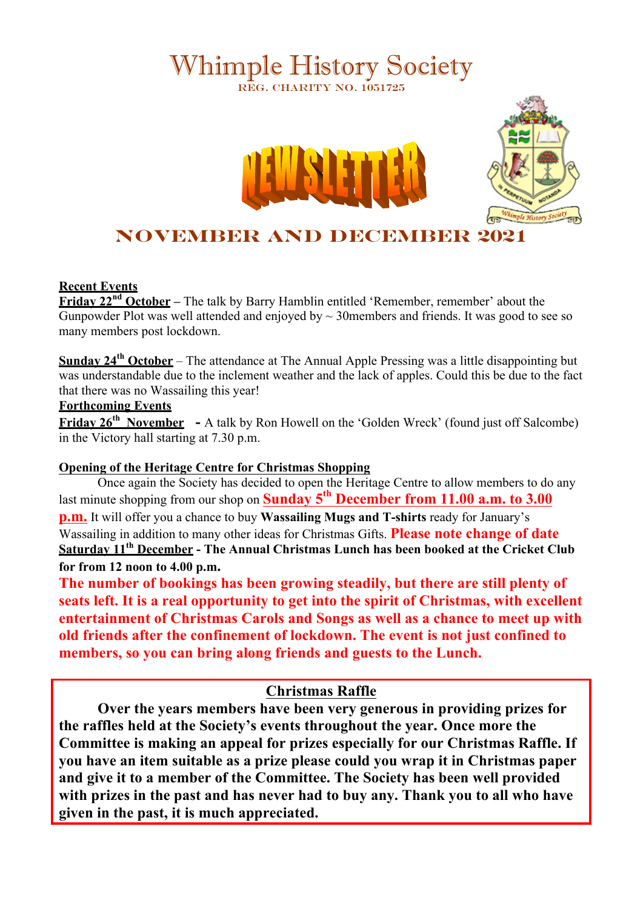# Whimple History Society

REG. CHARITY NO. 1051725

NEWSLETTER

## NOVEMBER AND DECEMBER 2021

**Recent Events**

**Friday 22nd October** – The talk by Barry Hamblin entitled 'Remember, remember' about the Gunpowder Plot was well attended and enjoyed by ~ 30members and friends. It was good to see so many members post lockdown.

**Sunday 24th October** – The attendance at The Annual Apple Pressing was a little disappointing but was understandable due to the inclement weather and the lack of apples. Could this be due to the fact that there was no Wassailing this year!

**Forthcoming Events**

**Friday 26th November** - A talk by Ron Howell on the 'Golden Wreck' (found just off Salcombe) in the Victory hall starting at 7.30 p.m.

**Opening of the Heritage Centre for Christmas Shopping**

Once again the Society has decided to open the Heritage Centre to allow members to do any last minute shopping from our shop on **Sunday 5th December from 11.00 a.m. to 3.00 p.m.** It will offer you a chance to buy **Wassailing Mugs and T-shirts** ready for January's Wassailing in addition to many other ideas for Christmas Gifts. **Please note change of date**

**Saturday 11th December - The Annual Christmas Lunch has been booked at the Cricket Club for from 12 noon to 4.00 p.m.**

**The number of bookings has been growing steadily, but there are still plenty of seats left. It is a real opportunity to get into the spirit of Christmas, with excellent entertainment of Christmas Carols and Songs as well as a chance to meet up with old friends after the confinement of lockdown. The event is not just confined to members, so you can bring along friends and guests to the Lunch.**

**Christmas Raffle**

**Over the years members have been very generous in providing prizes for the raffles held at the Society's events throughout the year. Once more the Committee is making an appeal for prizes especially for our Christmas Raffle. If you have an item suitable as a prize please could you wrap it in Christmas paper and give it to a member of the Committee. The Society has been well provided with prizes in the past and has never had to buy any. Thank you to all who have given in the past, it is much appreciated.**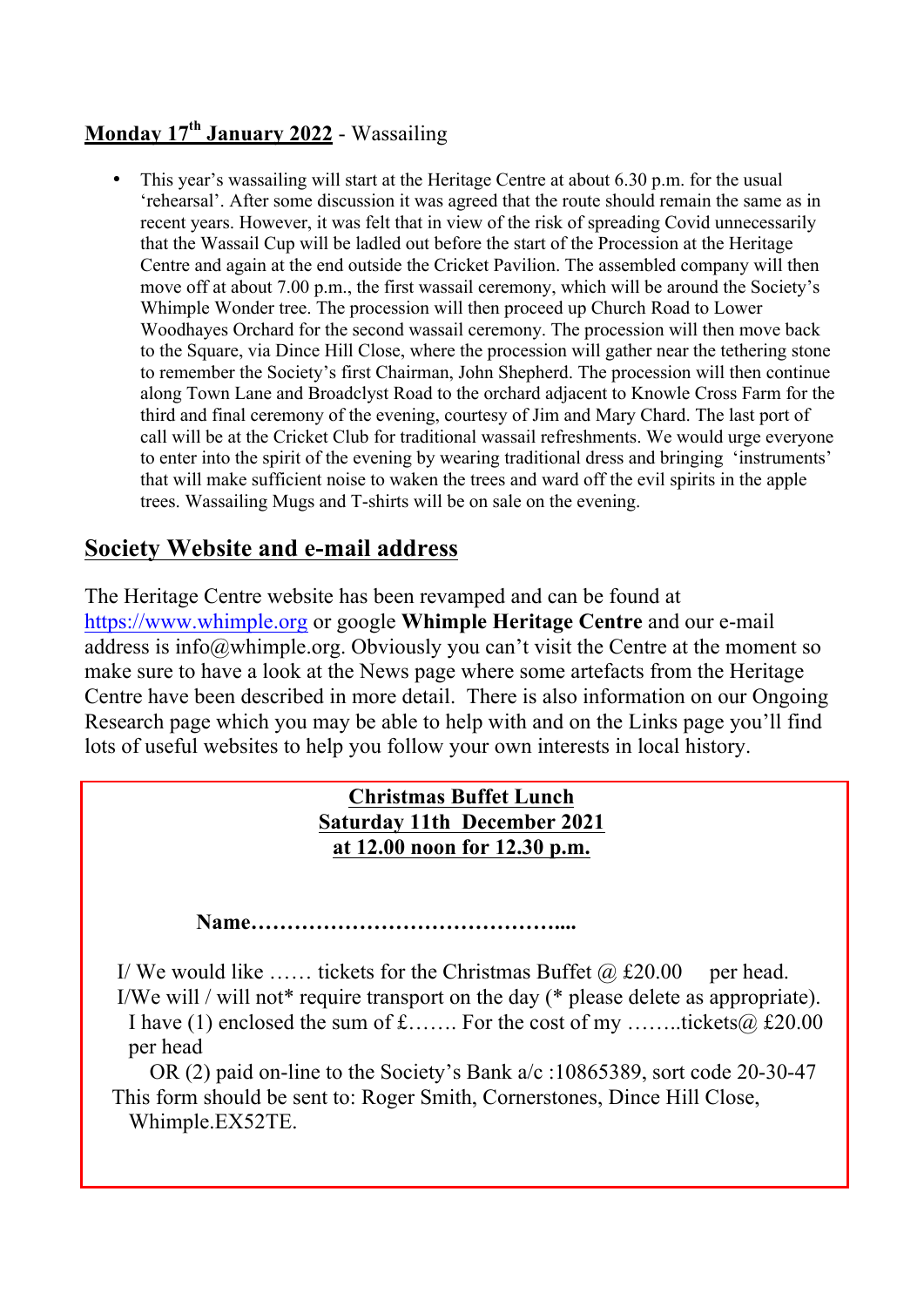## **Monday 17th January 2022** - Wassailing

- This year's wassailing will start at the Heritage Centre at about 6.30 p.m. for the usual 'rehearsal'. After some discussion it was agreed that the route should remain the same as in recent years. However, it was felt that in view of the risk of spreading Covid unnecessarily that the Wassail Cup will be ladled out before the start of the Procession at the Heritage Centre and again at the end outside the Cricket Pavilion. The assembled company will then move off at about 7.00 p.m., the first wassail ceremony, which will be around the Society's Whimple Wonder tree. The procession will then proceed up Church Road to Lower Woodhayes Orchard for the second wassail ceremony. The procession will then move back to the Square, via Dince Hill Close, where the procession will gather near the tethering stone to remember the Society's first Chairman, John Shepherd. The procession will then continue along Town Lane and Broadclyst Road to the orchard adjacent to Knowle Cross Farm for the third and final ceremony of the evening, courtesy of Jim and Mary Chard. The last port of call will be at the Cricket Club for traditional wassail refreshments. We would urge everyone to enter into the spirit of the evening by wearing traditional dress and bringing 'instruments' that will make sufficient noise to waken the trees and ward off the evil spirits in the apple trees. Wassailing Mugs and T-shirts will be on sale on the evening.

## Society Website and e-mail address

The Heritage Centre website has been revamped and can be found at https://www.whimple.org or google **Whimple Heritage Centre** and our e-mail address is info@whimple.org. Obviously you can't visit the Centre at the moment so make sure to have a look at the News page where some artefacts from the Heritage Centre have been described in more detail. There is also information on our Ongoing Research page which you may be able to help with and on the Links page you'll find lots of useful websites to help you follow your own interests in local history.

**Christmas Buffet Lunch**
**Saturday 11th December 2021**
**at 12.00 noon for 12.30 p.m.**

**Name…………………………………….....**

I/ We would like …… tickets for the Christmas Buffet @ £20.00 per head.
I/We will / will not* require transport on the day (* please delete as appropriate).
I have (1) enclosed the sum of £……. For the cost of my ……..tickets@ £20.00 per head
OR (2) paid on-line to the Society's Bank a/c :10865389, sort code 20-30-47
This form should be sent to: Roger Smith, Cornerstones, Dince Hill Close, Whimple.EX52TE.